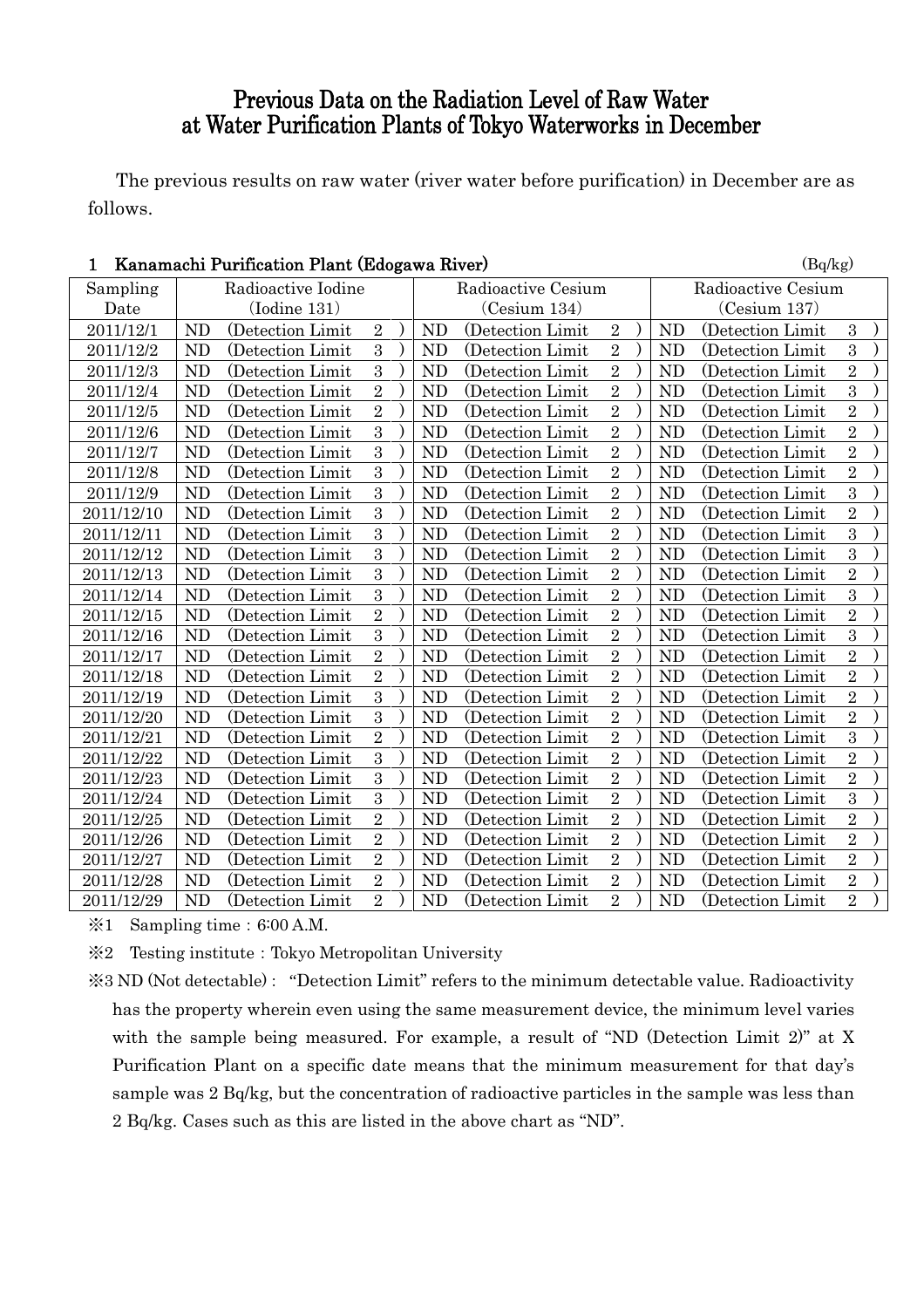# Previous Data on the Radiation Level of Raw Water at Water Purification Plants of Tokyo Waterworks in December

The previous results on raw water (river water before purification) in December are as follows.

## 1 Kanamachi Purification Plant (Edogawa River)

(Bq/kg)

| Sampling Date | Radioactive Iodine (Iodine 131) | Radioactive Cesium (Cesium 134) | Radioactive Cesium (Cesium 137) |
|---|---|---|---|
| 2011/12/1 | ND (Detection Limit 2 ) | ND (Detection Limit 2 ) | ND (Detection Limit 3 ) |
| 2011/12/2 | ND (Detection Limit 3 ) | ND (Detection Limit 2 ) | ND (Detection Limit 3 ) |
| 2011/12/3 | ND (Detection Limit 3 ) | ND (Detection Limit 2 ) | ND (Detection Limit 2 ) |
| 2011/12/4 | ND (Detection Limit 2 ) | ND (Detection Limit 2 ) | ND (Detection Limit 3 ) |
| 2011/12/5 | ND (Detection Limit 2 ) | ND (Detection Limit 2 ) | ND (Detection Limit 2 ) |
| 2011/12/6 | ND (Detection Limit 3 ) | ND (Detection Limit 2 ) | ND (Detection Limit 2 ) |
| 2011/12/7 | ND (Detection Limit 3 ) | ND (Detection Limit 2 ) | ND (Detection Limit 2 ) |
| 2011/12/8 | ND (Detection Limit 3 ) | ND (Detection Limit 2 ) | ND (Detection Limit 2 ) |
| 2011/12/9 | ND (Detection Limit 3 ) | ND (Detection Limit 2 ) | ND (Detection Limit 3 ) |
| 2011/12/10 | ND (Detection Limit 3 ) | ND (Detection Limit 2 ) | ND (Detection Limit 2 ) |
| 2011/12/11 | ND (Detection Limit 3 ) | ND (Detection Limit 2 ) | ND (Detection Limit 3 ) |
| 2011/12/12 | ND (Detection Limit 3 ) | ND (Detection Limit 2 ) | ND (Detection Limit 3 ) |
| 2011/12/13 | ND (Detection Limit 3 ) | ND (Detection Limit 2 ) | ND (Detection Limit 2 ) |
| 2011/12/14 | ND (Detection Limit 3 ) | ND (Detection Limit 2 ) | ND (Detection Limit 3 ) |
| 2011/12/15 | ND (Detection Limit 2 ) | ND (Detection Limit 2 ) | ND (Detection Limit 2 ) |
| 2011/12/16 | ND (Detection Limit 3 ) | ND (Detection Limit 2 ) | ND (Detection Limit 3 ) |
| 2011/12/17 | ND (Detection Limit 2 ) | ND (Detection Limit 2 ) | ND (Detection Limit 2 ) |
| 2011/12/18 | ND (Detection Limit 2 ) | ND (Detection Limit 2 ) | ND (Detection Limit 2 ) |
| 2011/12/19 | ND (Detection Limit 3 ) | ND (Detection Limit 2 ) | ND (Detection Limit 2 ) |
| 2011/12/20 | ND (Detection Limit 3 ) | ND (Detection Limit 2 ) | ND (Detection Limit 2 ) |
| 2011/12/21 | ND (Detection Limit 2 ) | ND (Detection Limit 2 ) | ND (Detection Limit 3 ) |
| 2011/12/22 | ND (Detection Limit 3 ) | ND (Detection Limit 2 ) | ND (Detection Limit 2 ) |
| 2011/12/23 | ND (Detection Limit 3 ) | ND (Detection Limit 2 ) | ND (Detection Limit 2 ) |
| 2011/12/24 | ND (Detection Limit 3 ) | ND (Detection Limit 2 ) | ND (Detection Limit 3 ) |
| 2011/12/25 | ND (Detection Limit 2 ) | ND (Detection Limit 2 ) | ND (Detection Limit 2 ) |
| 2011/12/26 | ND (Detection Limit 2 ) | ND (Detection Limit 2 ) | ND (Detection Limit 2 ) |
| 2011/12/27 | ND (Detection Limit 2 ) | ND (Detection Limit 2 ) | ND (Detection Limit 2 ) |
| 2011/12/28 | ND (Detection Limit 2 ) | ND (Detection Limit 2 ) | ND (Detection Limit 2 ) |
| 2011/12/29 | ND (Detection Limit 2 ) | ND (Detection Limit 2 ) | ND (Detection Limit 2 ) |

※1 Sampling time：6:00 A.M.

※2 Testing institute：Tokyo Metropolitan University

※3 ND (Not detectable)： "Detection Limit" refers to the minimum detectable value. Radioactivity has the property wherein even using the same measurement device, the minimum level varies with the sample being measured. For example, a result of "ND (Detection Limit 2)" at X Purification Plant on a specific date means that the minimum measurement for that day's sample was 2 Bq/kg, but the concentration of radioactive particles in the sample was less than 2 Bq/kg. Cases such as this are listed in the above chart as "ND".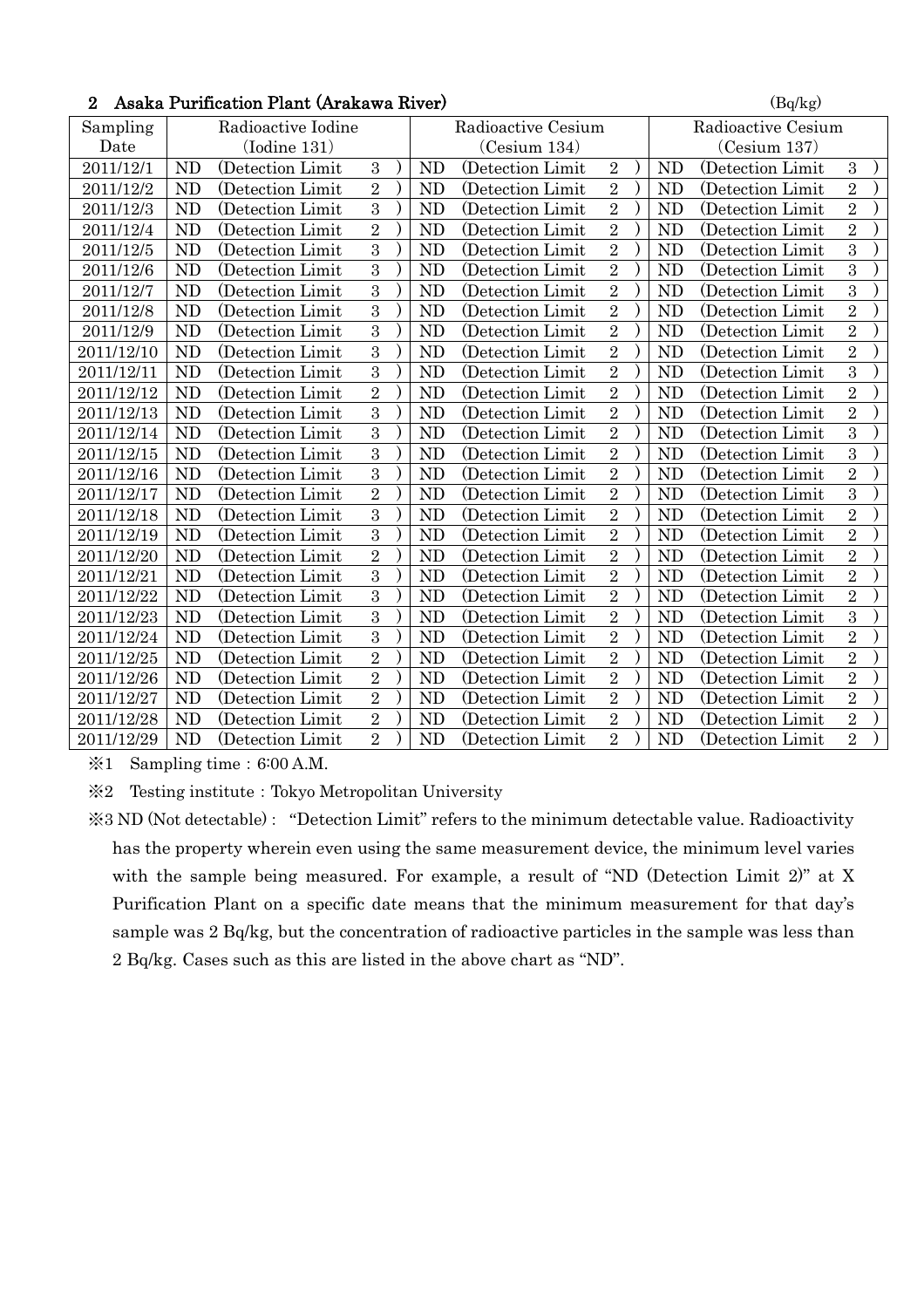## 2 Asaka Purification Plant (Arakawa River)

(Bq/kg)

| Sampling Date | Radioactive Iodine (Iodine 131) | Radioactive Cesium (Cesium 134) | Radioactive Cesium (Cesium 137) |
|---|---|---|---|
| 2011/12/1 | ND (Detection Limit 3) | ND (Detection Limit 2) | ND (Detection Limit 3) |
| 2011/12/2 | ND (Detection Limit 2) | ND (Detection Limit 2) | ND (Detection Limit 2) |
| 2011/12/3 | ND (Detection Limit 3) | ND (Detection Limit 2) | ND (Detection Limit 2) |
| 2011/12/4 | ND (Detection Limit 2) | ND (Detection Limit 2) | ND (Detection Limit 2) |
| 2011/12/5 | ND (Detection Limit 3) | ND (Detection Limit 2) | ND (Detection Limit 3) |
| 2011/12/6 | ND (Detection Limit 3) | ND (Detection Limit 2) | ND (Detection Limit 3) |
| 2011/12/7 | ND (Detection Limit 3) | ND (Detection Limit 2) | ND (Detection Limit 3) |
| 2011/12/8 | ND (Detection Limit 3) | ND (Detection Limit 2) | ND (Detection Limit 2) |
| 2011/12/9 | ND (Detection Limit 3) | ND (Detection Limit 2) | ND (Detection Limit 2) |
| 2011/12/10 | ND (Detection Limit 3) | ND (Detection Limit 2) | ND (Detection Limit 2) |
| 2011/12/11 | ND (Detection Limit 3) | ND (Detection Limit 2) | ND (Detection Limit 3) |
| 2011/12/12 | ND (Detection Limit 2) | ND (Detection Limit 2) | ND (Detection Limit 2) |
| 2011/12/13 | ND (Detection Limit 3) | ND (Detection Limit 2) | ND (Detection Limit 2) |
| 2011/12/14 | ND (Detection Limit 3) | ND (Detection Limit 2) | ND (Detection Limit 3) |
| 2011/12/15 | ND (Detection Limit 3) | ND (Detection Limit 2) | ND (Detection Limit 3) |
| 2011/12/16 | ND (Detection Limit 3) | ND (Detection Limit 2) | ND (Detection Limit 2) |
| 2011/12/17 | ND (Detection Limit 2) | ND (Detection Limit 2) | ND (Detection Limit 3) |
| 2011/12/18 | ND (Detection Limit 3) | ND (Detection Limit 2) | ND (Detection Limit 2) |
| 2011/12/19 | ND (Detection Limit 3) | ND (Detection Limit 2) | ND (Detection Limit 2) |
| 2011/12/20 | ND (Detection Limit 2) | ND (Detection Limit 2) | ND (Detection Limit 2) |
| 2011/12/21 | ND (Detection Limit 3) | ND (Detection Limit 2) | ND (Detection Limit 2) |
| 2011/12/22 | ND (Detection Limit 3) | ND (Detection Limit 2) | ND (Detection Limit 2) |
| 2011/12/23 | ND (Detection Limit 3) | ND (Detection Limit 2) | ND (Detection Limit 3) |
| 2011/12/24 | ND (Detection Limit 3) | ND (Detection Limit 2) | ND (Detection Limit 2) |
| 2011/12/25 | ND (Detection Limit 2) | ND (Detection Limit 2) | ND (Detection Limit 2) |
| 2011/12/26 | ND (Detection Limit 2) | ND (Detection Limit 2) | ND (Detection Limit 2) |
| 2011/12/27 | ND (Detection Limit 2) | ND (Detection Limit 2) | ND (Detection Limit 2) |
| 2011/12/28 | ND (Detection Limit 2) | ND (Detection Limit 2) | ND (Detection Limit 2) |
| 2011/12/29 | ND (Detection Limit 2) | ND (Detection Limit 2) | ND (Detection Limit 2) |

※1 Sampling time：6:00 A.M.

※2 Testing institute：Tokyo Metropolitan University

※3 ND (Not detectable)： "Detection Limit" refers to the minimum detectable value. Radioactivity has the property wherein even using the same measurement device, the minimum level varies with the sample being measured. For example, a result of "ND (Detection Limit 2)" at X Purification Plant on a specific date means that the minimum measurement for that day's sample was 2 Bq/kg, but the concentration of radioactive particles in the sample was less than 2 Bq/kg. Cases such as this are listed in the above chart as "ND".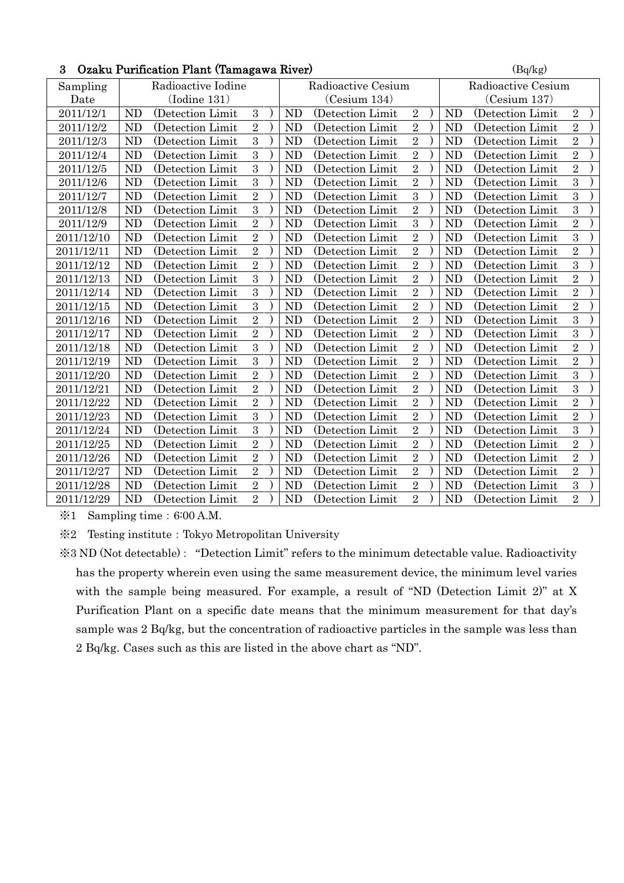### 3 Ozaku Purification Plant (Tamagawa River)

(Bq/kg)

| Sampling Date | Radioactive Iodine (Iodine 131) | Radioactive Cesium (Cesium 134) | Radioactive Cesium (Cesium 137) |
|---|---|---|---|
| 2011/12/1 | ND (Detection Limit 3) | ND (Detection Limit 2) | ND (Detection Limit 2) |
| 2011/12/2 | ND (Detection Limit 2) | ND (Detection Limit 2) | ND (Detection Limit 2) |
| 2011/12/3 | ND (Detection Limit 3) | ND (Detection Limit 2) | ND (Detection Limit 2) |
| 2011/12/4 | ND (Detection Limit 3) | ND (Detection Limit 2) | ND (Detection Limit 2) |
| 2011/12/5 | ND (Detection Limit 3) | ND (Detection Limit 2) | ND (Detection Limit 2) |
| 2011/12/6 | ND (Detection Limit 3) | ND (Detection Limit 2) | ND (Detection Limit 3) |
| 2011/12/7 | ND (Detection Limit 2) | ND (Detection Limit 3) | ND (Detection Limit 3) |
| 2011/12/8 | ND (Detection Limit 3) | ND (Detection Limit 2) | ND (Detection Limit 3) |
| 2011/12/9 | ND (Detection Limit 2) | ND (Detection Limit 3) | ND (Detection Limit 2) |
| 2011/12/10 | ND (Detection Limit 2) | ND (Detection Limit 2) | ND (Detection Limit 3) |
| 2011/12/11 | ND (Detection Limit 2) | ND (Detection Limit 2) | ND (Detection Limit 2) |
| 2011/12/12 | ND (Detection Limit 2) | ND (Detection Limit 2) | ND (Detection Limit 3) |
| 2011/12/13 | ND (Detection Limit 3) | ND (Detection Limit 2) | ND (Detection Limit 2) |
| 2011/12/14 | ND (Detection Limit 3) | ND (Detection Limit 2) | ND (Detection Limit 2) |
| 2011/12/15 | ND (Detection Limit 3) | ND (Detection Limit 2) | ND (Detection Limit 2) |
| 2011/12/16 | ND (Detection Limit 2) | ND (Detection Limit 2) | ND (Detection Limit 3) |
| 2011/12/17 | ND (Detection Limit 2) | ND (Detection Limit 2) | ND (Detection Limit 3) |
| 2011/12/18 | ND (Detection Limit 3) | ND (Detection Limit 2) | ND (Detection Limit 2) |
| 2011/12/19 | ND (Detection Limit 3) | ND (Detection Limit 2) | ND (Detection Limit 2) |
| 2011/12/20 | ND (Detection Limit 2) | ND (Detection Limit 2) | ND (Detection Limit 3) |
| 2011/12/21 | ND (Detection Limit 2) | ND (Detection Limit 2) | ND (Detection Limit 3) |
| 2011/12/22 | ND (Detection Limit 2) | ND (Detection Limit 2) | ND (Detection Limit 2) |
| 2011/12/23 | ND (Detection Limit 3) | ND (Detection Limit 2) | ND (Detection Limit 2) |
| 2011/12/24 | ND (Detection Limit 3) | ND (Detection Limit 2) | ND (Detection Limit 3) |
| 2011/12/25 | ND (Detection Limit 2) | ND (Detection Limit 2) | ND (Detection Limit 2) |
| 2011/12/26 | ND (Detection Limit 2) | ND (Detection Limit 2) | ND (Detection Limit 2) |
| 2011/12/27 | ND (Detection Limit 2) | ND (Detection Limit 2) | ND (Detection Limit 2) |
| 2011/12/28 | ND (Detection Limit 2) | ND (Detection Limit 2) | ND (Detection Limit 3) |
| 2011/12/29 | ND (Detection Limit 2) | ND (Detection Limit 2) | ND (Detection Limit 2) |

※1 Sampling time：6:00 A.M.

※2 Testing institute：Tokyo Metropolitan University

※3 ND (Not detectable)： "Detection Limit" refers to the minimum detectable value. Radioactivity has the property wherein even using the same measurement device, the minimum level varies with the sample being measured. For example, a result of "ND (Detection Limit 2)" at X Purification Plant on a specific date means that the minimum measurement for that day's sample was 2 Bq/kg, but the concentration of radioactive particles in the sample was less than 2 Bq/kg. Cases such as this are listed in the above chart as "ND".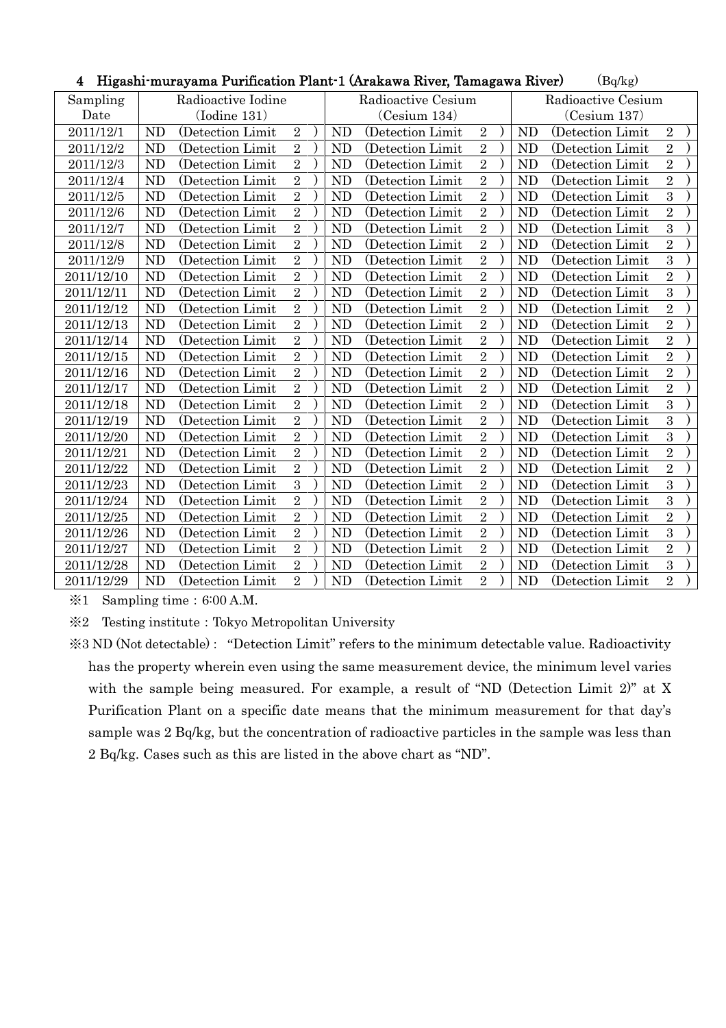## 4 Higashi-murayama Purification Plant-1 (Arakawa River, Tamagawa River) (Bq/kg)

| Sampling Date | Radioactive Iodine (Iodine 131) | Radioactive Cesium (Cesium 134) | Radioactive Cesium (Cesium 137) |
|---|---|---|---|
| 2011/12/1 | ND (Detection Limit 2) | ND (Detection Limit 2) | ND (Detection Limit 2) |
| 2011/12/2 | ND (Detection Limit 2) | ND (Detection Limit 2) | ND (Detection Limit 2) |
| 2011/12/3 | ND (Detection Limit 2) | ND (Detection Limit 2) | ND (Detection Limit 2) |
| 2011/12/4 | ND (Detection Limit 2) | ND (Detection Limit 2) | ND (Detection Limit 2) |
| 2011/12/5 | ND (Detection Limit 2) | ND (Detection Limit 2) | ND (Detection Limit 3) |
| 2011/12/6 | ND (Detection Limit 2) | ND (Detection Limit 2) | ND (Detection Limit 2) |
| 2011/12/7 | ND (Detection Limit 2) | ND (Detection Limit 2) | ND (Detection Limit 3) |
| 2011/12/8 | ND (Detection Limit 2) | ND (Detection Limit 2) | ND (Detection Limit 2) |
| 2011/12/9 | ND (Detection Limit 2) | ND (Detection Limit 2) | ND (Detection Limit 3) |
| 2011/12/10 | ND (Detection Limit 2) | ND (Detection Limit 2) | ND (Detection Limit 2) |
| 2011/12/11 | ND (Detection Limit 2) | ND (Detection Limit 2) | ND (Detection Limit 3) |
| 2011/12/12 | ND (Detection Limit 2) | ND (Detection Limit 2) | ND (Detection Limit 2) |
| 2011/12/13 | ND (Detection Limit 2) | ND (Detection Limit 2) | ND (Detection Limit 2) |
| 2011/12/14 | ND (Detection Limit 2) | ND (Detection Limit 2) | ND (Detection Limit 2) |
| 2011/12/15 | ND (Detection Limit 2) | ND (Detection Limit 2) | ND (Detection Limit 2) |
| 2011/12/16 | ND (Detection Limit 2) | ND (Detection Limit 2) | ND (Detection Limit 2) |
| 2011/12/17 | ND (Detection Limit 2) | ND (Detection Limit 2) | ND (Detection Limit 2) |
| 2011/12/18 | ND (Detection Limit 2) | ND (Detection Limit 2) | ND (Detection Limit 3) |
| 2011/12/19 | ND (Detection Limit 2) | ND (Detection Limit 2) | ND (Detection Limit 3) |
| 2011/12/20 | ND (Detection Limit 2) | ND (Detection Limit 2) | ND (Detection Limit 3) |
| 2011/12/21 | ND (Detection Limit 2) | ND (Detection Limit 2) | ND (Detection Limit 2) |
| 2011/12/22 | ND (Detection Limit 2) | ND (Detection Limit 2) | ND (Detection Limit 2) |
| 2011/12/23 | ND (Detection Limit 3) | ND (Detection Limit 2) | ND (Detection Limit 3) |
| 2011/12/24 | ND (Detection Limit 2) | ND (Detection Limit 2) | ND (Detection Limit 3) |
| 2011/12/25 | ND (Detection Limit 2) | ND (Detection Limit 2) | ND (Detection Limit 2) |
| 2011/12/26 | ND (Detection Limit 2) | ND (Detection Limit 2) | ND (Detection Limit 3) |
| 2011/12/27 | ND (Detection Limit 2) | ND (Detection Limit 2) | ND (Detection Limit 2) |
| 2011/12/28 | ND (Detection Limit 2) | ND (Detection Limit 2) | ND (Detection Limit 3) |
| 2011/12/29 | ND (Detection Limit 2) | ND (Detection Limit 2) | ND (Detection Limit 2) |

※1 Sampling time：6:00 A.M.

※2 Testing institute：Tokyo Metropolitan University

※3 ND (Not detectable)： "Detection Limit" refers to the minimum detectable value. Radioactivity has the property wherein even using the same measurement device, the minimum level varies with the sample being measured. For example, a result of "ND (Detection Limit 2)" at X Purification Plant on a specific date means that the minimum measurement for that day's sample was 2 Bq/kg, but the concentration of radioactive particles in the sample was less than 2 Bq/kg. Cases such as this are listed in the above chart as "ND".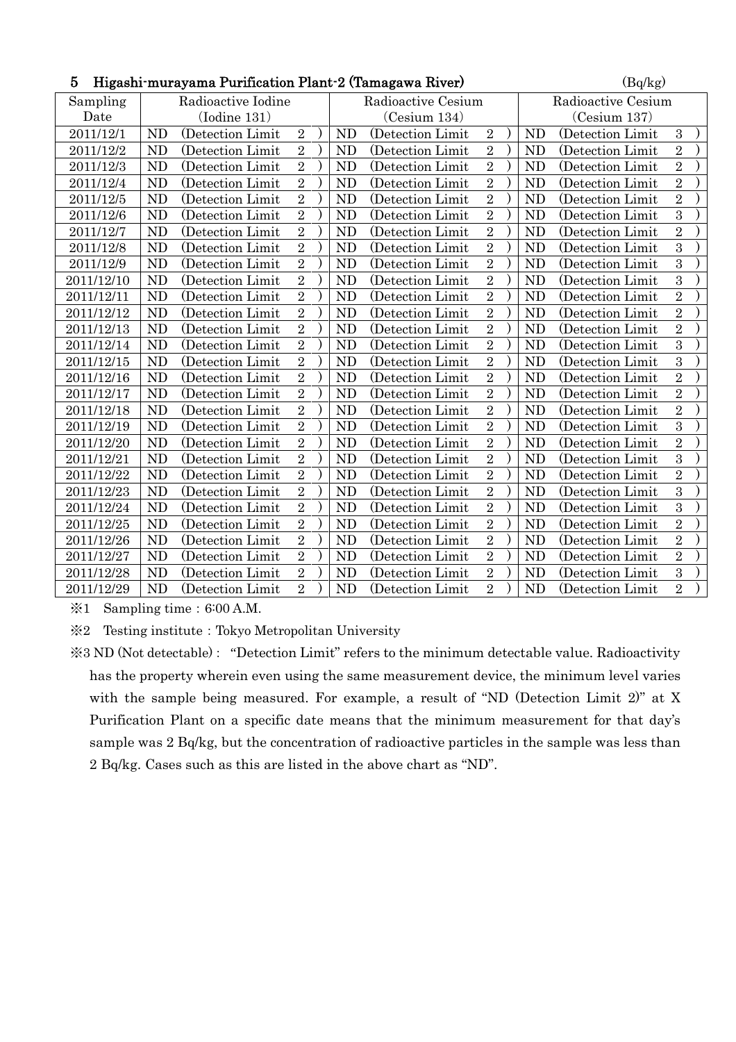## 5 Higashi-murayama Purification Plant-2 (Tamagawa River)

(Bq/kg)

| Sampling Date | Radioactive Iodine (Iodine 131) | Radioactive Cesium (Cesium 134) | Radioactive Cesium (Cesium 137) |
|---|---|---|---|
| 2011/12/1 | ND (Detection Limit 2) | ND (Detection Limit 2) | ND (Detection Limit 3) |
| 2011/12/2 | ND (Detection Limit 2) | ND (Detection Limit 2) | ND (Detection Limit 2) |
| 2011/12/3 | ND (Detection Limit 2) | ND (Detection Limit 2) | ND (Detection Limit 2) |
| 2011/12/4 | ND (Detection Limit 2) | ND (Detection Limit 2) | ND (Detection Limit 2) |
| 2011/12/5 | ND (Detection Limit 2) | ND (Detection Limit 2) | ND (Detection Limit 2) |
| 2011/12/6 | ND (Detection Limit 2) | ND (Detection Limit 2) | ND (Detection Limit 3) |
| 2011/12/7 | ND (Detection Limit 2) | ND (Detection Limit 2) | ND (Detection Limit 2) |
| 2011/12/8 | ND (Detection Limit 2) | ND (Detection Limit 2) | ND (Detection Limit 3) |
| 2011/12/9 | ND (Detection Limit 2) | ND (Detection Limit 2) | ND (Detection Limit 3) |
| 2011/12/10 | ND (Detection Limit 2) | ND (Detection Limit 2) | ND (Detection Limit 3) |
| 2011/12/11 | ND (Detection Limit 2) | ND (Detection Limit 2) | ND (Detection Limit 2) |
| 2011/12/12 | ND (Detection Limit 2) | ND (Detection Limit 2) | ND (Detection Limit 2) |
| 2011/12/13 | ND (Detection Limit 2) | ND (Detection Limit 2) | ND (Detection Limit 2) |
| 2011/12/14 | ND (Detection Limit 2) | ND (Detection Limit 2) | ND (Detection Limit 3) |
| 2011/12/15 | ND (Detection Limit 2) | ND (Detection Limit 2) | ND (Detection Limit 3) |
| 2011/12/16 | ND (Detection Limit 2) | ND (Detection Limit 2) | ND (Detection Limit 2) |
| 2011/12/17 | ND (Detection Limit 2) | ND (Detection Limit 2) | ND (Detection Limit 2) |
| 2011/12/18 | ND (Detection Limit 2) | ND (Detection Limit 2) | ND (Detection Limit 2) |
| 2011/12/19 | ND (Detection Limit 2) | ND (Detection Limit 2) | ND (Detection Limit 3) |
| 2011/12/20 | ND (Detection Limit 2) | ND (Detection Limit 2) | ND (Detection Limit 2) |
| 2011/12/21 | ND (Detection Limit 2) | ND (Detection Limit 2) | ND (Detection Limit 3) |
| 2011/12/22 | ND (Detection Limit 2) | ND (Detection Limit 2) | ND (Detection Limit 2) |
| 2011/12/23 | ND (Detection Limit 2) | ND (Detection Limit 2) | ND (Detection Limit 3) |
| 2011/12/24 | ND (Detection Limit 2) | ND (Detection Limit 2) | ND (Detection Limit 3) |
| 2011/12/25 | ND (Detection Limit 2) | ND (Detection Limit 2) | ND (Detection Limit 2) |
| 2011/12/26 | ND (Detection Limit 2) | ND (Detection Limit 2) | ND (Detection Limit 2) |
| 2011/12/27 | ND (Detection Limit 2) | ND (Detection Limit 2) | ND (Detection Limit 2) |
| 2011/12/28 | ND (Detection Limit 2) | ND (Detection Limit 2) | ND (Detection Limit 3) |
| 2011/12/29 | ND (Detection Limit 2) | ND (Detection Limit 2) | ND (Detection Limit 2) |

※1 Sampling time：6:00 A.M.

※2 Testing institute：Tokyo Metropolitan University

※3 ND (Not detectable)： "Detection Limit" refers to the minimum detectable value. Radioactivity has the property wherein even using the same measurement device, the minimum level varies with the sample being measured. For example, a result of "ND (Detection Limit 2)" at X Purification Plant on a specific date means that the minimum measurement for that day's sample was 2 Bq/kg, but the concentration of radioactive particles in the sample was less than 2 Bq/kg. Cases such as this are listed in the above chart as "ND".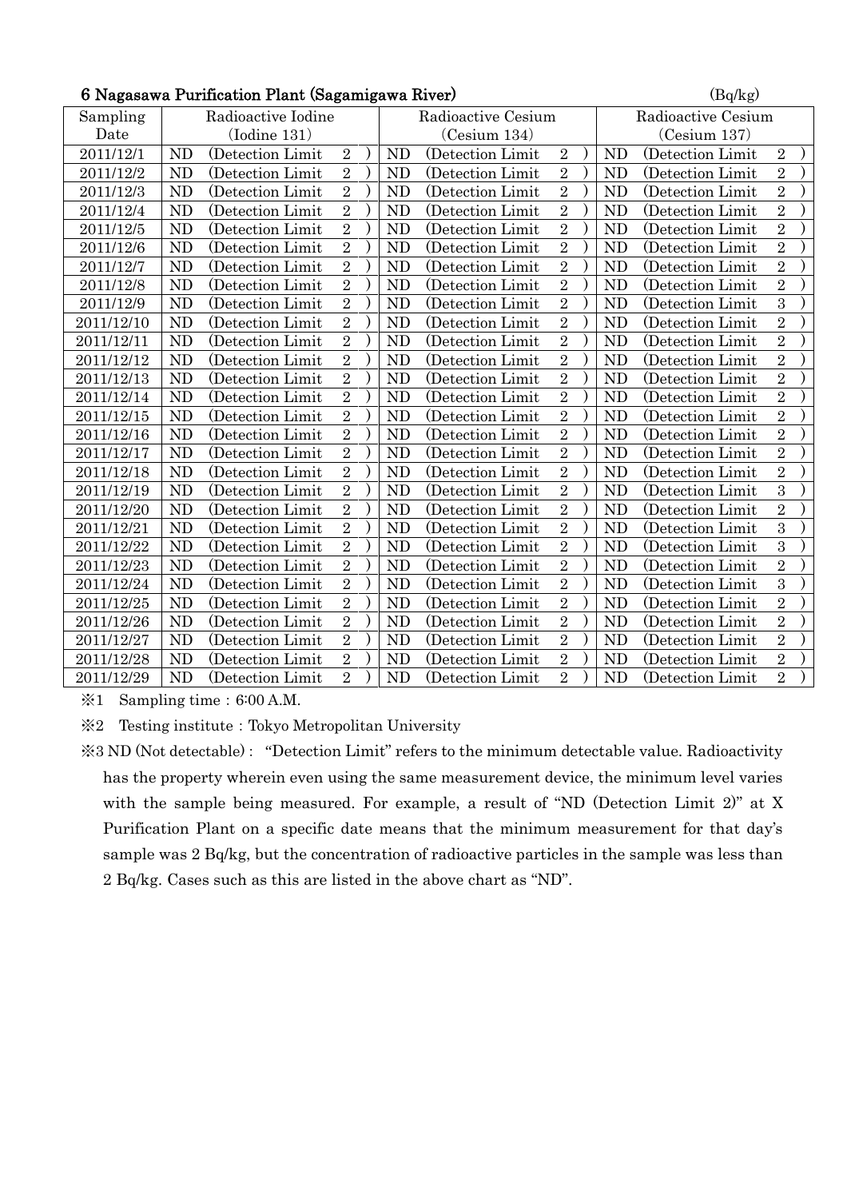**6 Nagasawa Purification Plant (Sagamigawa River)** (Bq/kg)

| Sampling Date | Radioactive Iodine (Iodine 131) | Radioactive Cesium (Cesium 134) | Radioactive Cesium (Cesium 137) |
|---|---|---|---|
| 2011/12/1 | ND (Detection Limit 2) | ND (Detection Limit 2) | ND (Detection Limit 2) |
| 2011/12/2 | ND (Detection Limit 2) | ND (Detection Limit 2) | ND (Detection Limit 2) |
| 2011/12/3 | ND (Detection Limit 2) | ND (Detection Limit 2) | ND (Detection Limit 2) |
| 2011/12/4 | ND (Detection Limit 2) | ND (Detection Limit 2) | ND (Detection Limit 2) |
| 2011/12/5 | ND (Detection Limit 2) | ND (Detection Limit 2) | ND (Detection Limit 2) |
| 2011/12/6 | ND (Detection Limit 2) | ND (Detection Limit 2) | ND (Detection Limit 2) |
| 2011/12/7 | ND (Detection Limit 2) | ND (Detection Limit 2) | ND (Detection Limit 2) |
| 2011/12/8 | ND (Detection Limit 2) | ND (Detection Limit 2) | ND (Detection Limit 2) |
| 2011/12/9 | ND (Detection Limit 2) | ND (Detection Limit 2) | ND (Detection Limit 3) |
| 2011/12/10 | ND (Detection Limit 2) | ND (Detection Limit 2) | ND (Detection Limit 2) |
| 2011/12/11 | ND (Detection Limit 2) | ND (Detection Limit 2) | ND (Detection Limit 2) |
| 2011/12/12 | ND (Detection Limit 2) | ND (Detection Limit 2) | ND (Detection Limit 2) |
| 2011/12/13 | ND (Detection Limit 2) | ND (Detection Limit 2) | ND (Detection Limit 2) |
| 2011/12/14 | ND (Detection Limit 2) | ND (Detection Limit 2) | ND (Detection Limit 2) |
| 2011/12/15 | ND (Detection Limit 2) | ND (Detection Limit 2) | ND (Detection Limit 2) |
| 2011/12/16 | ND (Detection Limit 2) | ND (Detection Limit 2) | ND (Detection Limit 2) |
| 2011/12/17 | ND (Detection Limit 2) | ND (Detection Limit 2) | ND (Detection Limit 2) |
| 2011/12/18 | ND (Detection Limit 2) | ND (Detection Limit 2) | ND (Detection Limit 2) |
| 2011/12/19 | ND (Detection Limit 2) | ND (Detection Limit 2) | ND (Detection Limit 3) |
| 2011/12/20 | ND (Detection Limit 2) | ND (Detection Limit 2) | ND (Detection Limit 2) |
| 2011/12/21 | ND (Detection Limit 2) | ND (Detection Limit 2) | ND (Detection Limit 3) |
| 2011/12/22 | ND (Detection Limit 2) | ND (Detection Limit 2) | ND (Detection Limit 3) |
| 2011/12/23 | ND (Detection Limit 2) | ND (Detection Limit 2) | ND (Detection Limit 2) |
| 2011/12/24 | ND (Detection Limit 2) | ND (Detection Limit 2) | ND (Detection Limit 3) |
| 2011/12/25 | ND (Detection Limit 2) | ND (Detection Limit 2) | ND (Detection Limit 2) |
| 2011/12/26 | ND (Detection Limit 2) | ND (Detection Limit 2) | ND (Detection Limit 2) |
| 2011/12/27 | ND (Detection Limit 2) | ND (Detection Limit 2) | ND (Detection Limit 2) |
| 2011/12/28 | ND (Detection Limit 2) | ND (Detection Limit 2) | ND (Detection Limit 2) |
| 2011/12/29 | ND (Detection Limit 2) | ND (Detection Limit 2) | ND (Detection Limit 2) |

※1 Sampling time：6:00 A.M.

※2 Testing institute：Tokyo Metropolitan University

※3 ND (Not detectable)： "Detection Limit" refers to the minimum detectable value. Radioactivity has the property wherein even using the same measurement device, the minimum level varies with the sample being measured. For example, a result of "ND (Detection Limit 2)" at X Purification Plant on a specific date means that the minimum measurement for that day's sample was 2 Bq/kg, but the concentration of radioactive particles in the sample was less than 2 Bq/kg. Cases such as this are listed in the above chart as "ND".